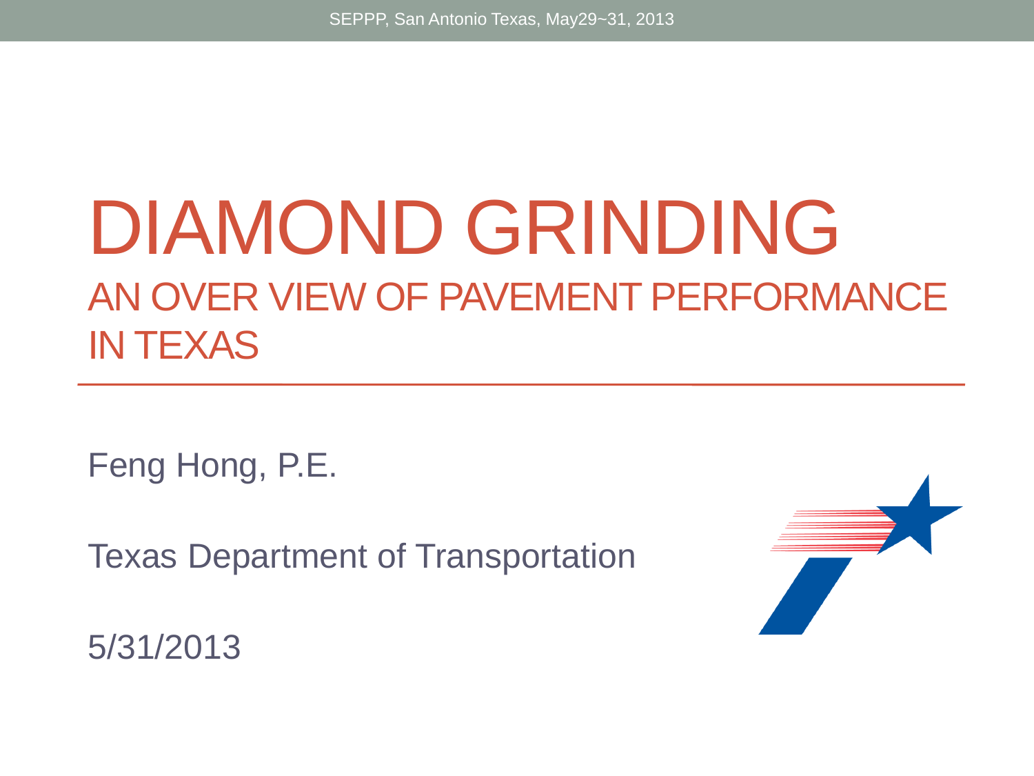# DIAMOND GRINDING

## AN OVER VIEW OF PAVEMENT PERFORMANCE IN TEXAS

Feng Hong, P.E.

Texas Department of Transportation

5/31/2013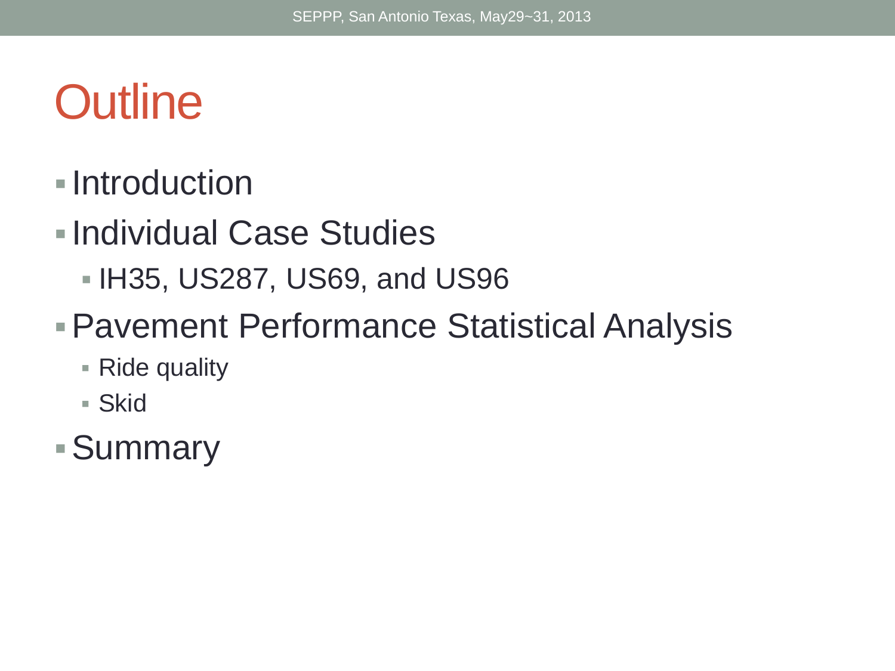# Outline

- Introduction
- Individual Case Studies
  - IH35, US287, US69, and US96
- Pavement Performance Statistical Analysis
  - Ride quality
  - Skid
- Summary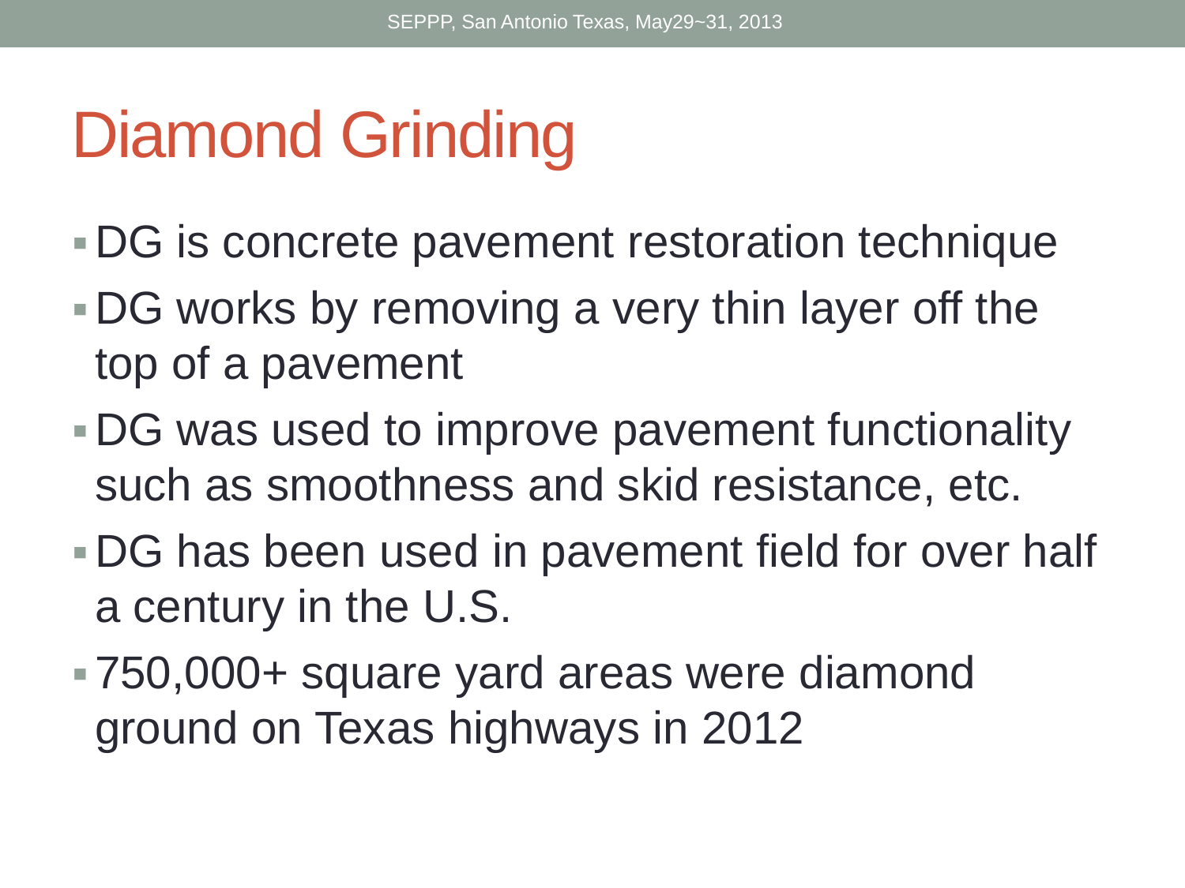# Diamond Grinding

- DG is concrete pavement restoration technique
- DG works by removing a very thin layer off the top of a pavement
- DG was used to improve pavement functionality such as smoothness and skid resistance, etc.
- DG has been used in pavement field for over half a century in the U.S.
- 750,000+ square yard areas were diamond ground on Texas highways in 2012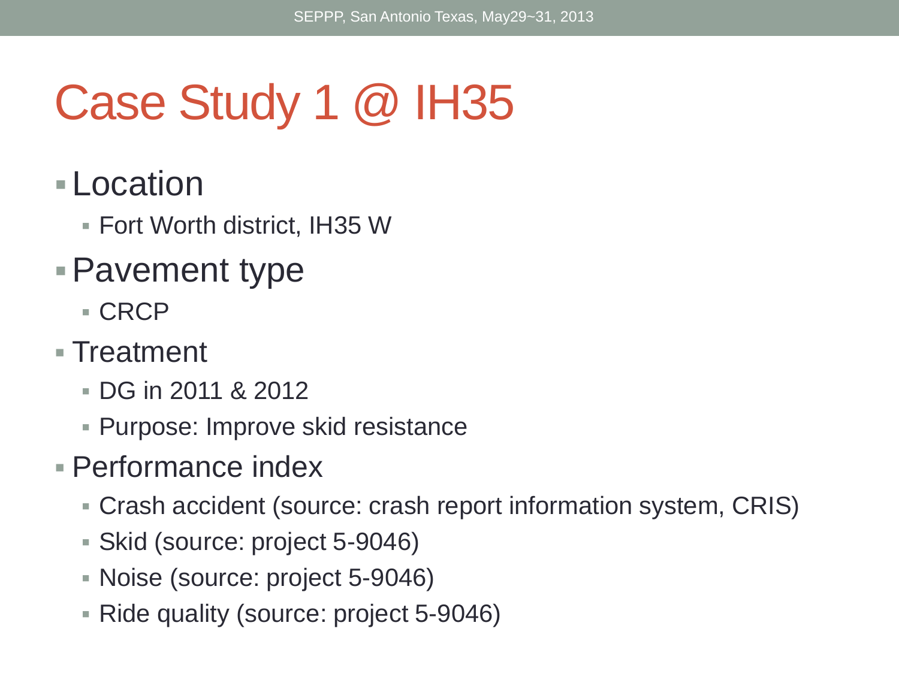# Case Study 1 @ IH35

- Location
  - Fort Worth district, IH35 W
- Pavement type
  - CRCP
- Treatment
  - DG in 2011 & 2012
  - Purpose: Improve skid resistance
- Performance index
  - Crash accident (source: crash report information system, CRIS)
  - Skid (source: project 5-9046)
  - Noise (source: project 5-9046)
  - Ride quality (source: project 5-9046)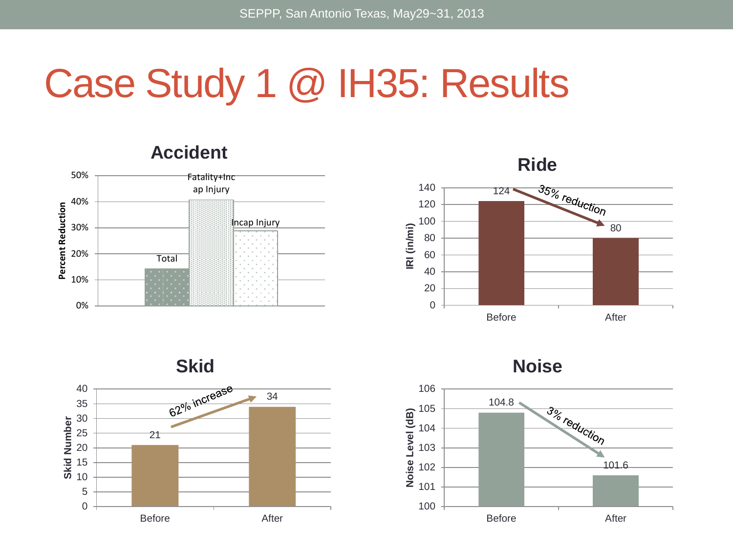# Case Study 1 @ IH35: Results

## Accident

| | Percent Reduction |
|---|---|
| Total | ~14% |
| Fatality+Incap Injury | ~41% |
| Incap Injury | ~29% |

## Ride

IRI (in/mi)

| | IRI (in/mi) |
|---|---|
| Before | 124 |
| After | 80 |

35% reduction

## Skid

| | Skid Number |
|---|---|
| Before | 21 |
| After | 34 |

62% increase

## Noise

| | Noise Level (dB) |
|---|---|
| Before | 104.8 |
| After | 101.6 |

3% reduction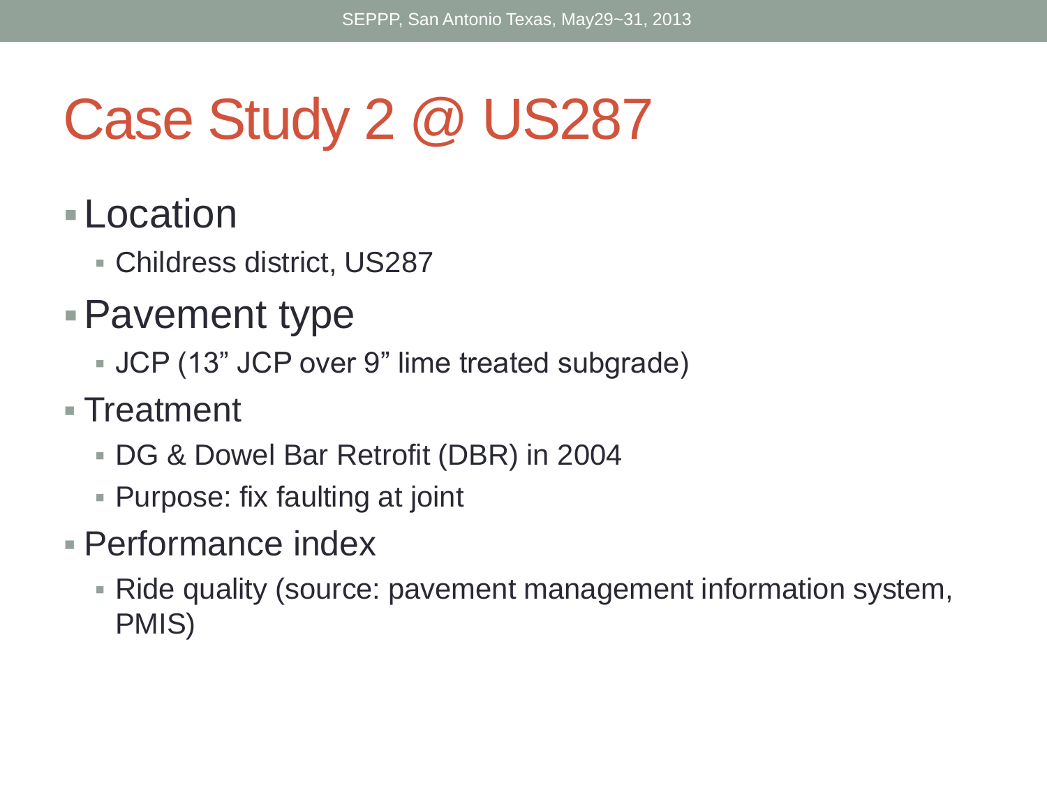# Case Study 2 @ US287

- Location
  - Childress district, US287
- Pavement type
  - JCP (13" JCP over 9" lime treated subgrade)
- Treatment
  - DG & Dowel Bar Retrofit (DBR) in 2004
  - Purpose: fix faulting at joint
- Performance index
  - Ride quality (source: pavement management information system, PMIS)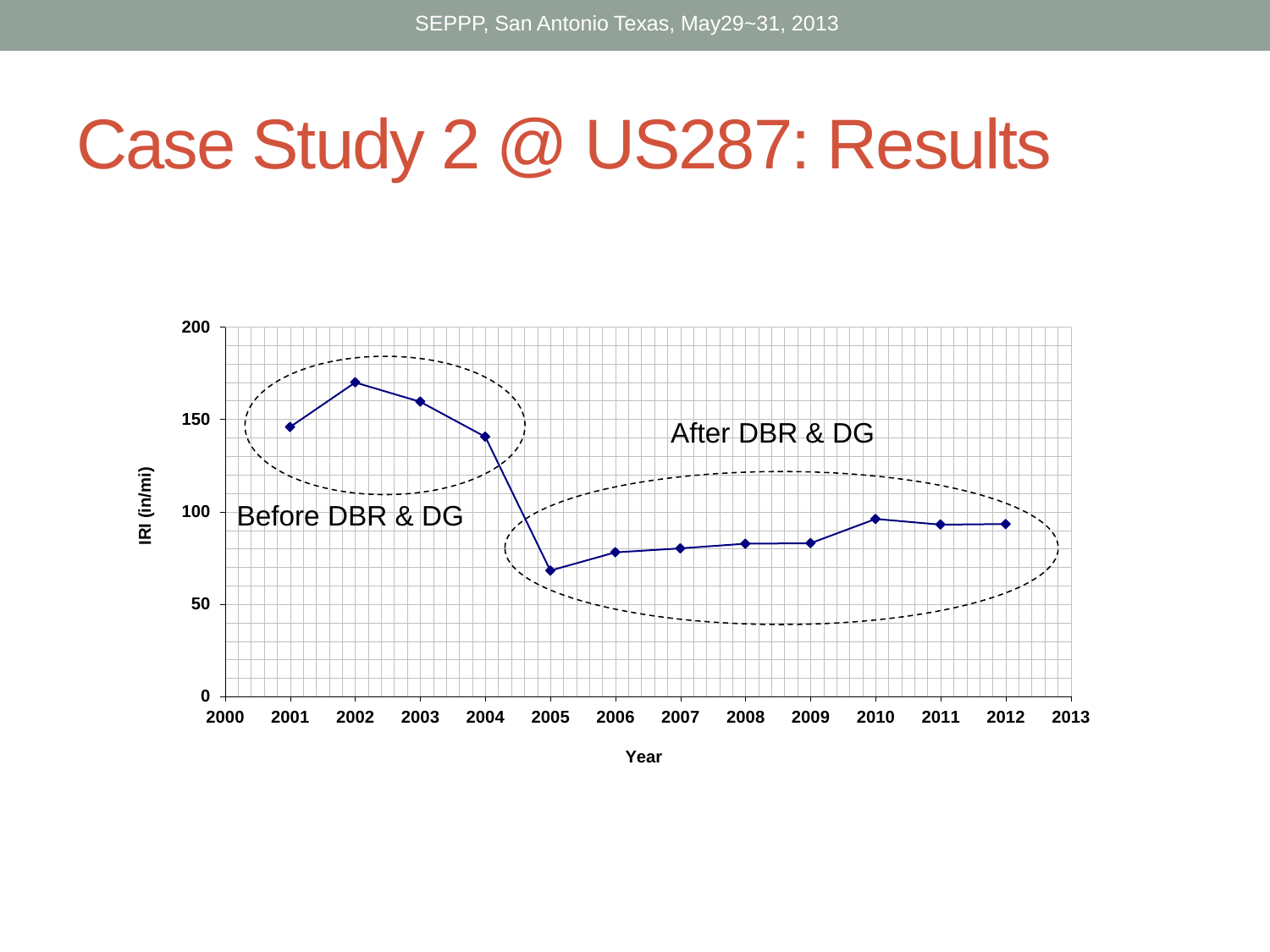# Case Study 2 @ US287: Results

Before DBR & DG

After DBR & DG

IRI (in/mi)

Year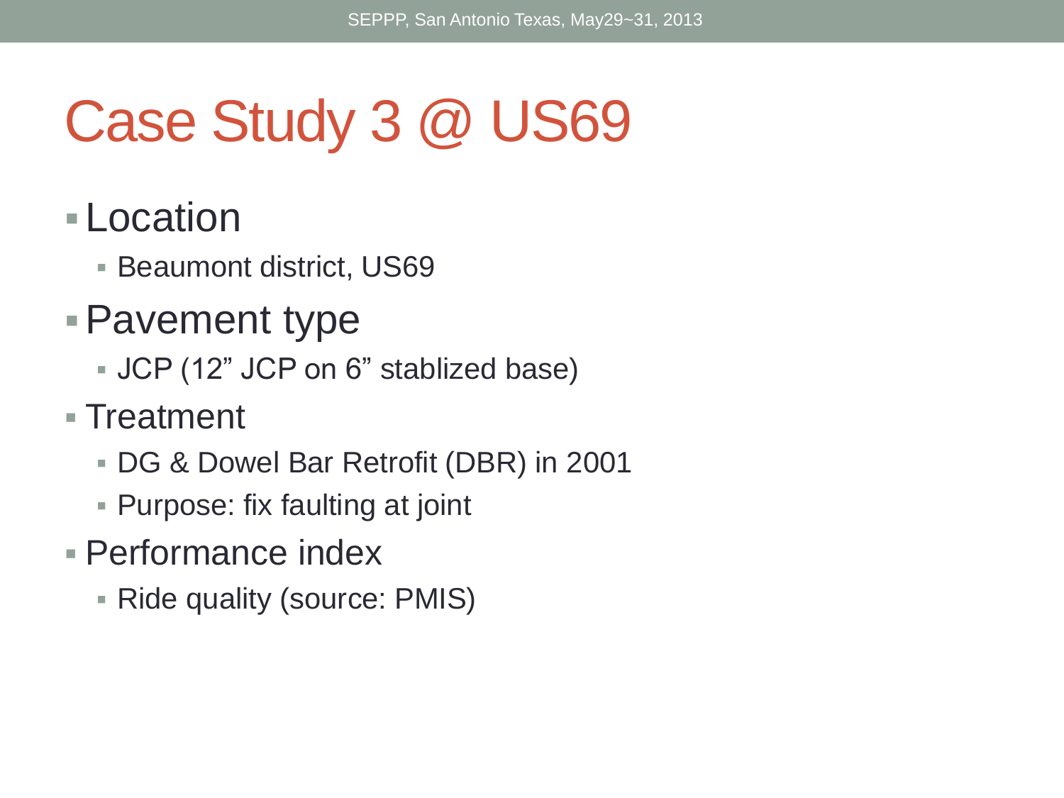# Case Study 3 @ US69

- Location
  - Beaumont district, US69
- Pavement type
  - JCP (12" JCP on 6" stablized base)
- Treatment
  - DG & Dowel Bar Retrofit (DBR) in 2001
  - Purpose: fix faulting at joint
- Performance index
  - Ride quality (source: PMIS)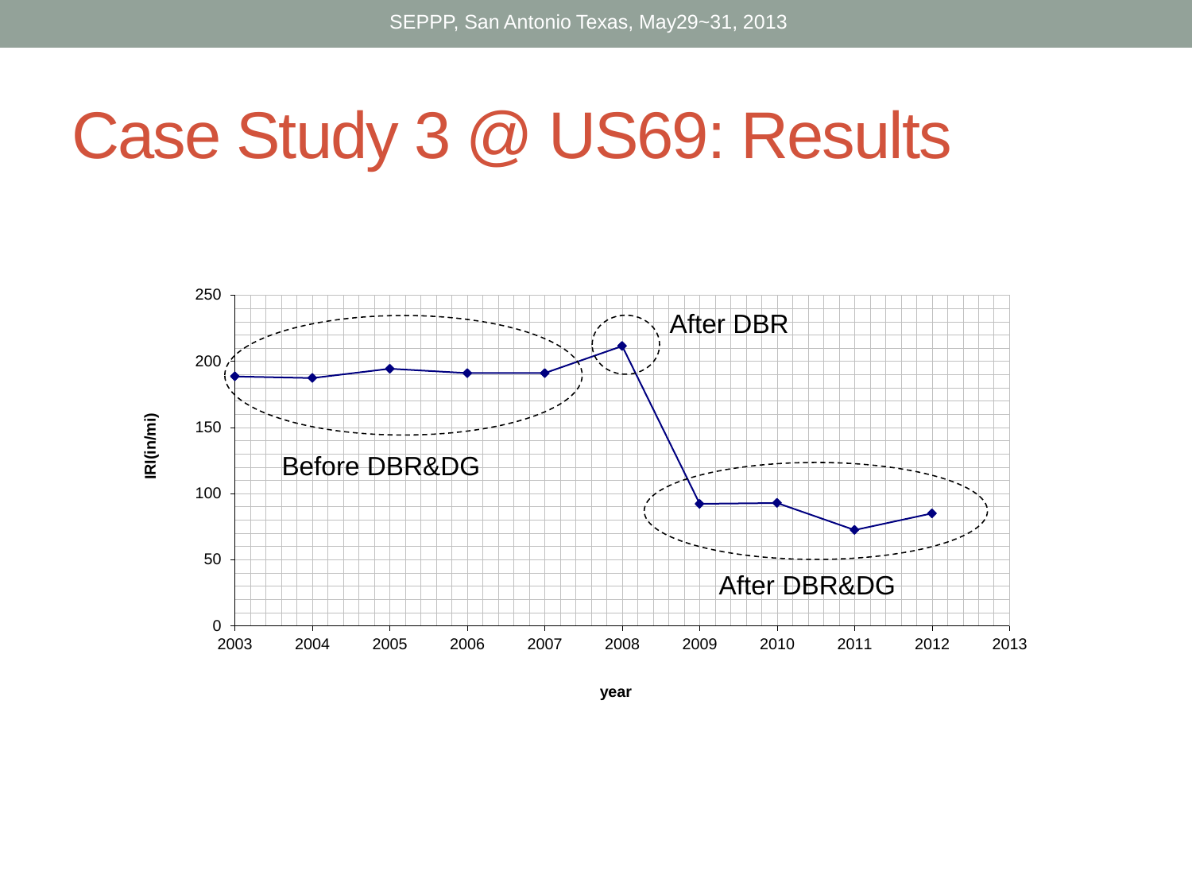# Case Study 3 @ US69: Results

IRI(in/mi)

250
200
150
100
50
0

2003 2004 2005 2006 2007 2008 2009 2010 2011 2012 2013

year

Before DBR&DG

After DBR

After DBR&DG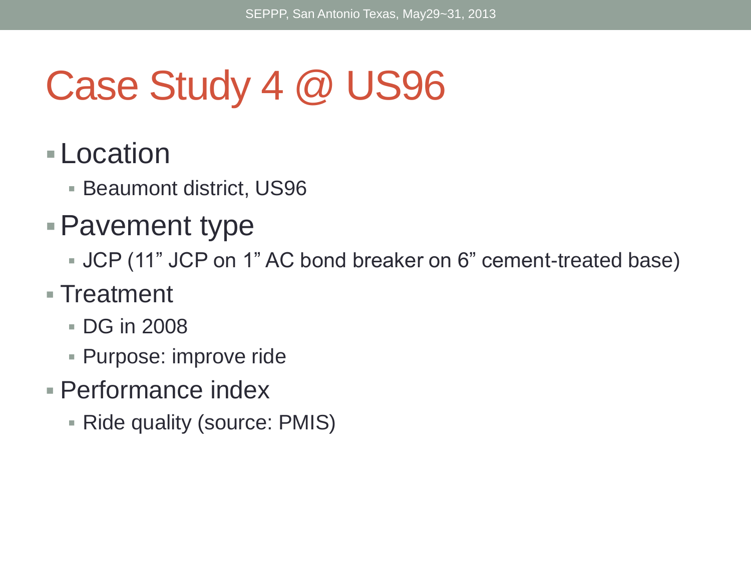# Case Study 4 @ US96

- Location
  - Beaumont district, US96
- Pavement type
  - JCP (11” JCP on 1” AC bond breaker on 6” cement-treated base)
- Treatment
  - DG in 2008
  - Purpose: improve ride
- Performance index
  - Ride quality (source: PMIS)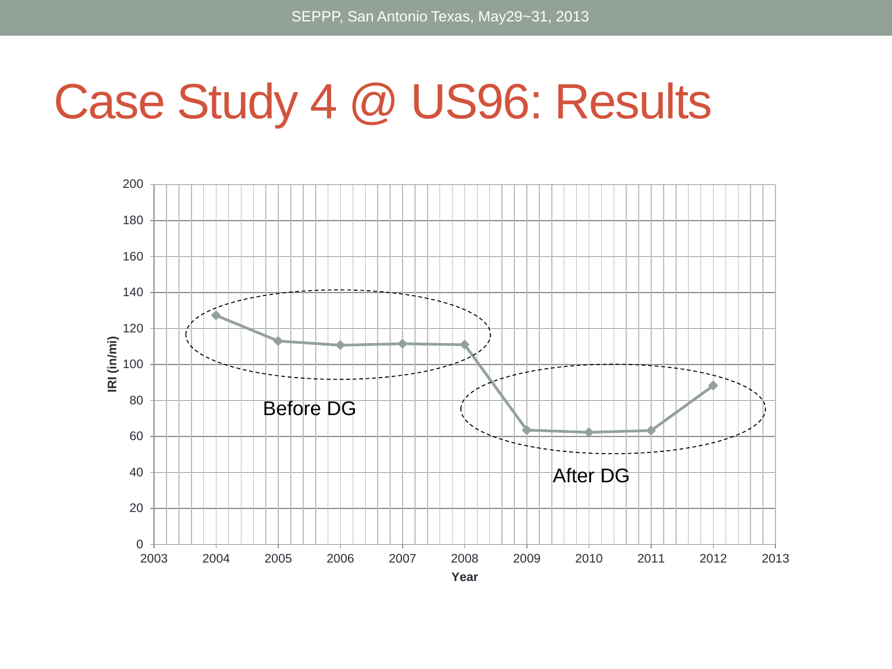# Case Study 4 @ US96: Results

| Year | IRI (in/mi) |
|---|---|
| 2004 | ~127 |
| 2005 | ~113 |
| 2006 | ~111 |
| 2007 | ~112 |
| 2008 | ~111 |
| 2009 | ~64 |
| 2010 | ~62 |
| 2011 | ~63 |
| 2012 | ~88 |

Before DG

After DG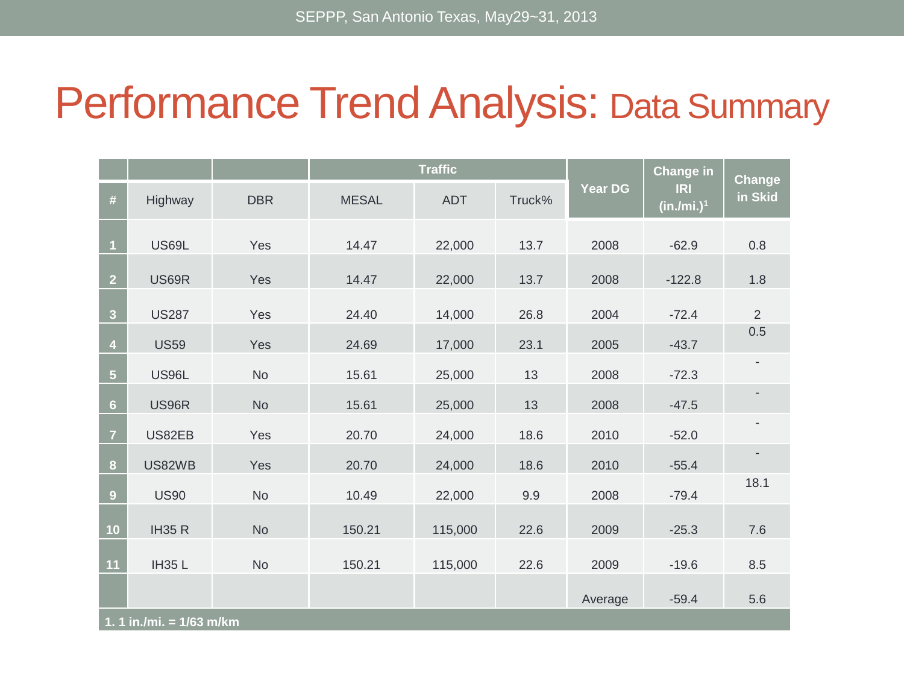# Performance Trend Analysis: Data Summary

| # | Highway | DBR | Traffic | | | Year DG | Change in IRI (in./mi.)[1] | Change in Skid |
|---|---|---|---|---|---|---|---|---|
| | | | MESAL | ADT | Truck% | | | |
| 1 | US69L | Yes | 14.47 | 22,000 | 13.7 | 2008 | -62.9 | 0.8 |
| 2 | US69R | Yes | 14.47 | 22,000 | 13.7 | 2008 | -122.8 | 1.8 |
| 3 | US287 | Yes | 24.40 | 14,000 | 26.8 | 2004 | -72.4 | 2 |
| 4 | US59 | Yes | 24.69 | 17,000 | 23.1 | 2005 | -43.7 | 0.5 |
| 5 | US96L | No | 15.61 | 25,000 | 13 | 2008 | -72.3 | - |
| 6 | US96R | No | 15.61 | 25,000 | 13 | 2008 | -47.5 | - |
| 7 | US82EB | Yes | 20.70 | 24,000 | 18.6 | 2010 | -52.0 | - |
| 8 | US82WB | Yes | 20.70 | 24,000 | 18.6 | 2010 | -55.4 | - |
| 9 | US90 | No | 10.49 | 22,000 | 9.9 | 2008 | -79.4 | 18.1 |
| 10 | IH35 R | No | 150.21 | 115,000 | 22.6 | 2009 | -25.3 | 7.6 |
| 11 | IH35 L | No | 150.21 | 115,000 | 22.6 | 2009 | -19.6 | 8.5 |
| | | | | | | Average | -59.4 | 5.6 |

1. 1 in./mi. = 1/63 m/km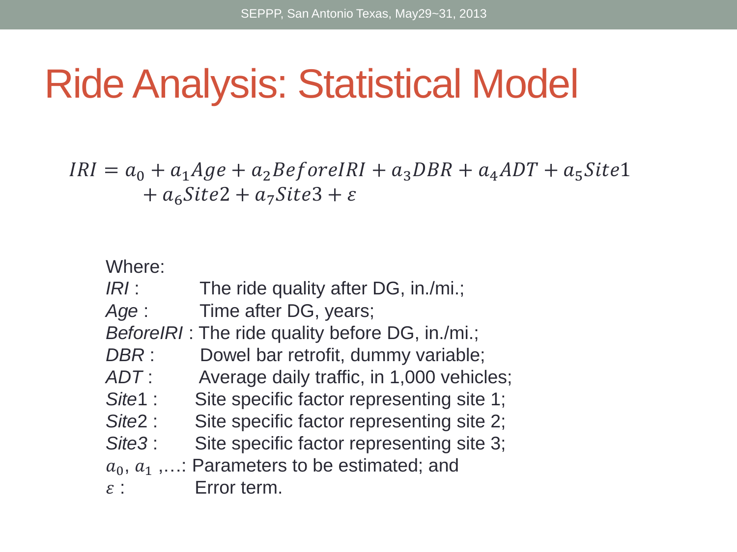# Ride Analysis: Statistical Model

$$IRI = a_0 + a_1 Age + a_2 BeforeIRI + a_3 DBR + a_4 ADT + a_5 Site1 + a_6 Site2 + a_7 Site3 + \varepsilon$$

Where:

*IRI* : The ride quality after DG, in./mi.;
*Age* : Time after DG, years;
*BeforeIRI* : The ride quality before DG, in./mi.;
*DBR* : Dowel bar retrofit, dummy variable;
*ADT* : Average daily traffic, in 1,000 vehicles;
*Site*1 : Site specific factor representing site 1;
*Site*2 : Site specific factor representing site 2;
*Site3* : Site specific factor representing site 3;
$a_0$, $a_1$ ,…: Parameters to be estimated; and
$\varepsilon$ : Error term.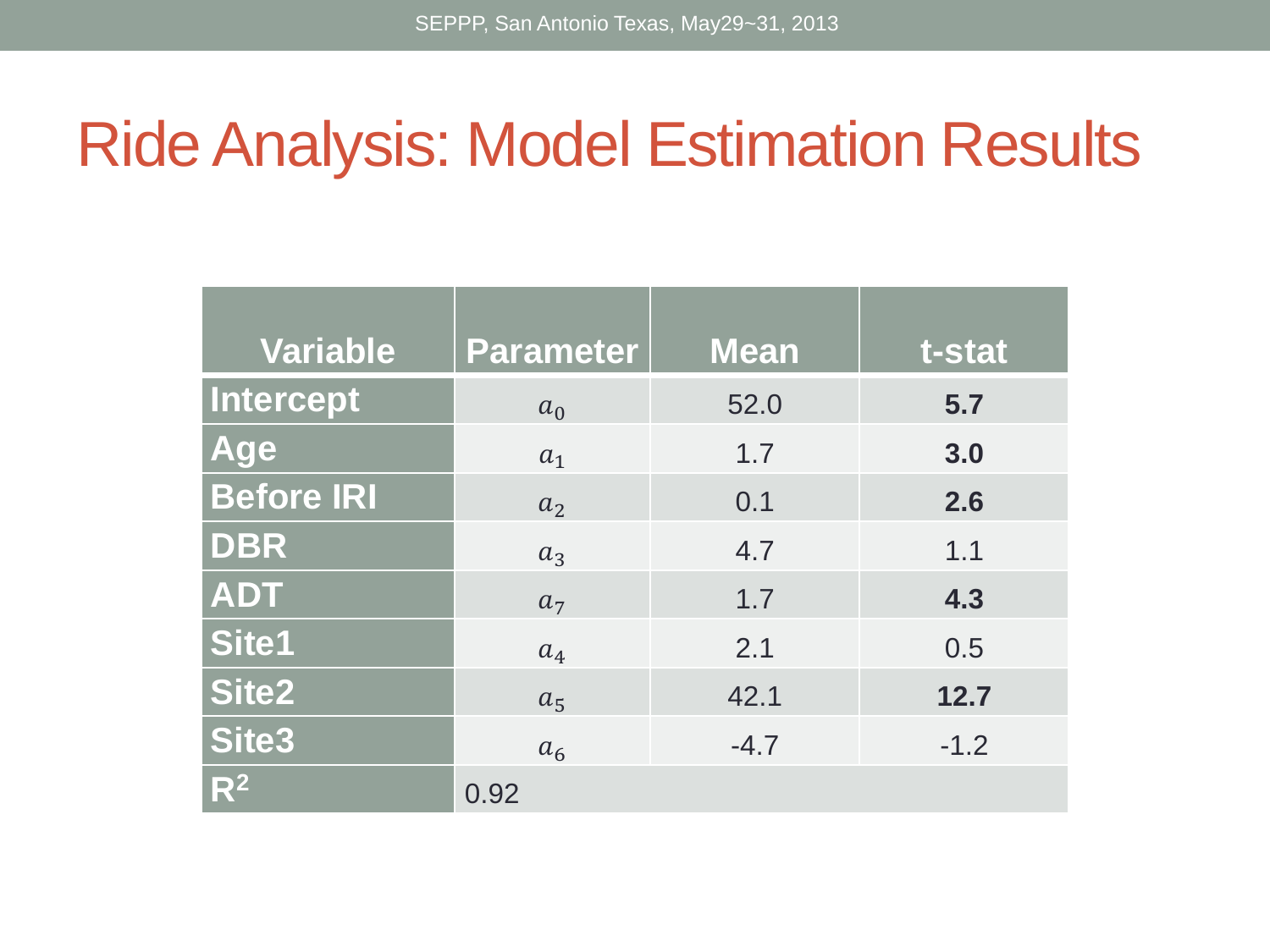# Ride Analysis: Model Estimation Results

| Variable | Parameter | Mean | t-stat |
|---|---|---|---|
| **Intercept** | $a_0$ | 52.0 | **5.7** |
| **Age** | $a_1$ | 1.7 | **3.0** |
| **Before IRI** | $a_2$ | 0.1 | **2.6** |
| **DBR** | $a_3$ | 4.7 | 1.1 |
| **ADT** | $a_7$ | 1.7 | **4.3** |
| **Site1** | $a_4$ | 2.1 | 0.5 |
| **Site2** | $a_5$ | 42.1 | **12.7** |
| **Site3** | $a_6$ | -4.7 | -1.2 |
| **$R^2$** | 0.92 | | |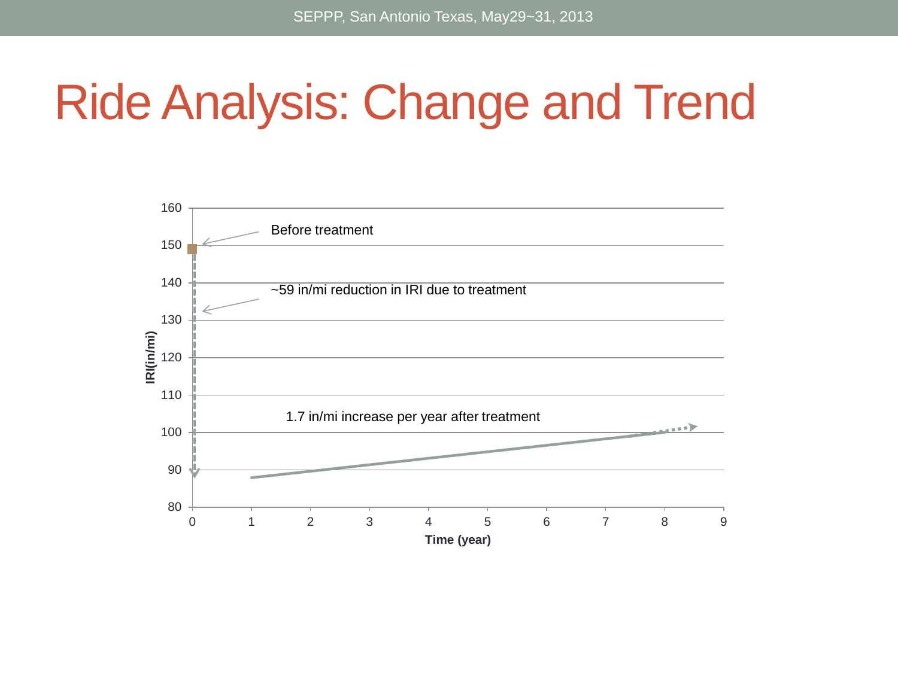# Ride Analysis: Change and Trend

Before treatment

~59 in/mi reduction in IRI due to treatment

1.7 in/mi increase per year after treatment

IRI(in/mi)

Time (year)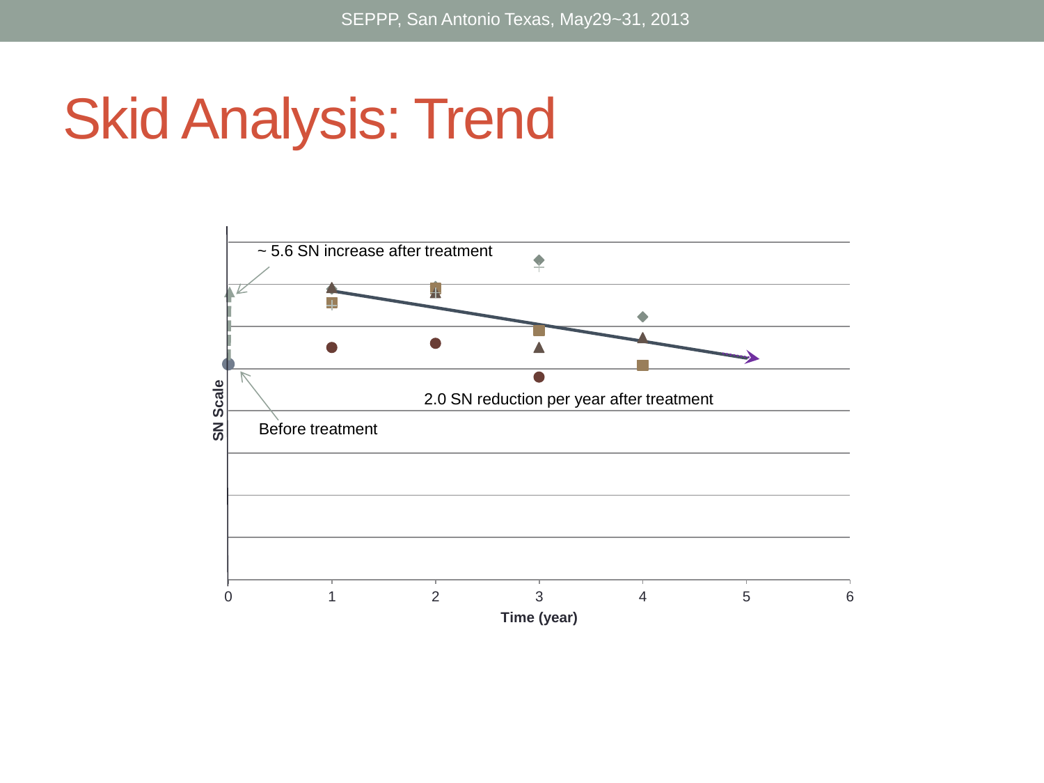# Skid Analysis: Trend

~ 5.6 SN increase after treatment

2.0 SN reduction per year after treatment

Before treatment

SN Scale

Time (year)

0 1 2 3 4 5 6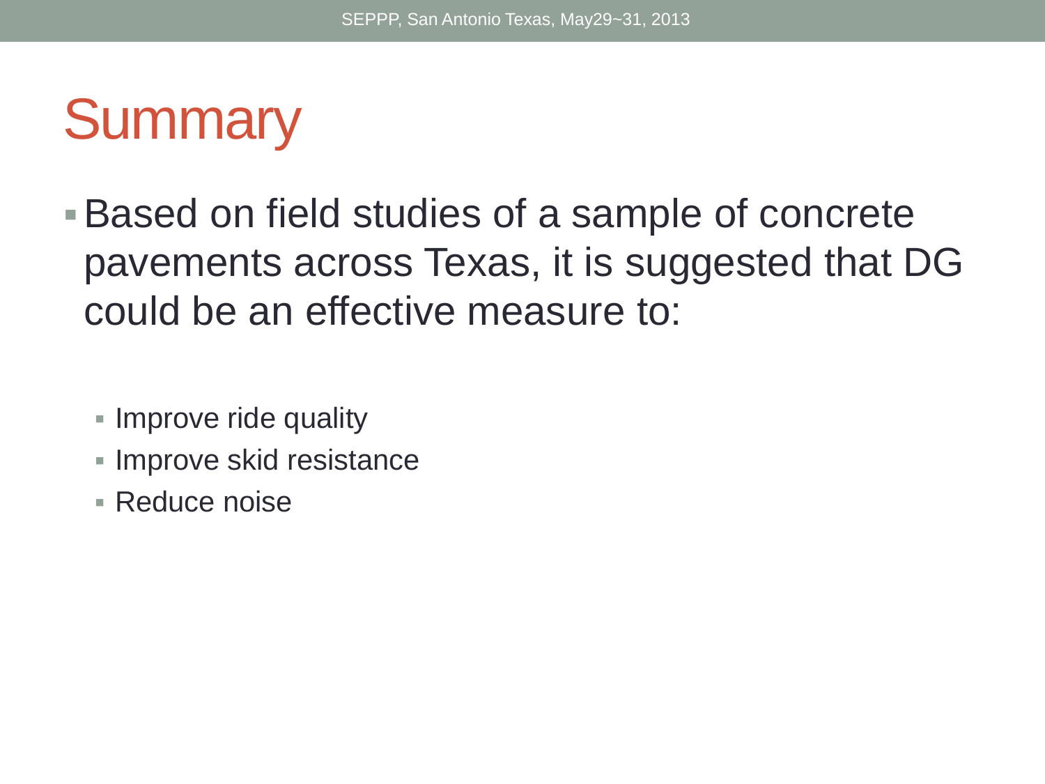# Summary

- Based on field studies of a sample of concrete pavements across Texas, it is suggested that DG could be an effective measure to:
  - Improve ride quality
  - Improve skid resistance
  - Reduce noise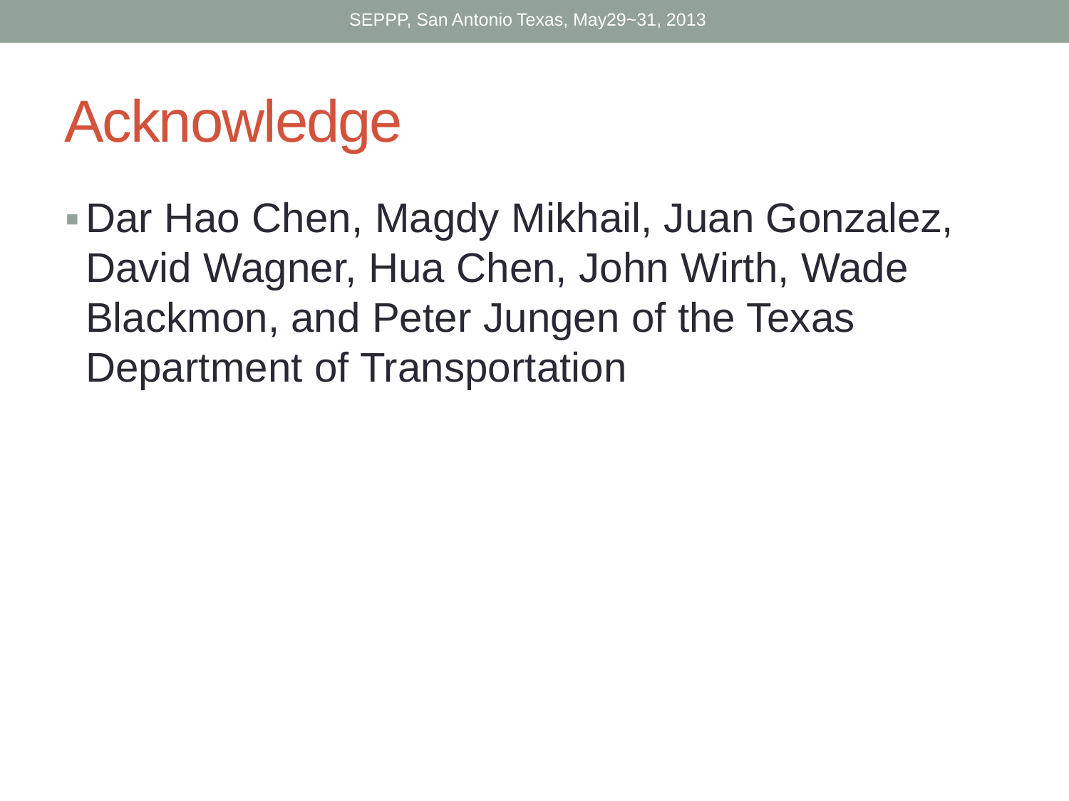# Acknowledge

- Dar Hao Chen, Magdy Mikhail, Juan Gonzalez, David Wagner, Hua Chen, John Wirth, Wade Blackmon, and Peter Jungen of the Texas Department of Transportation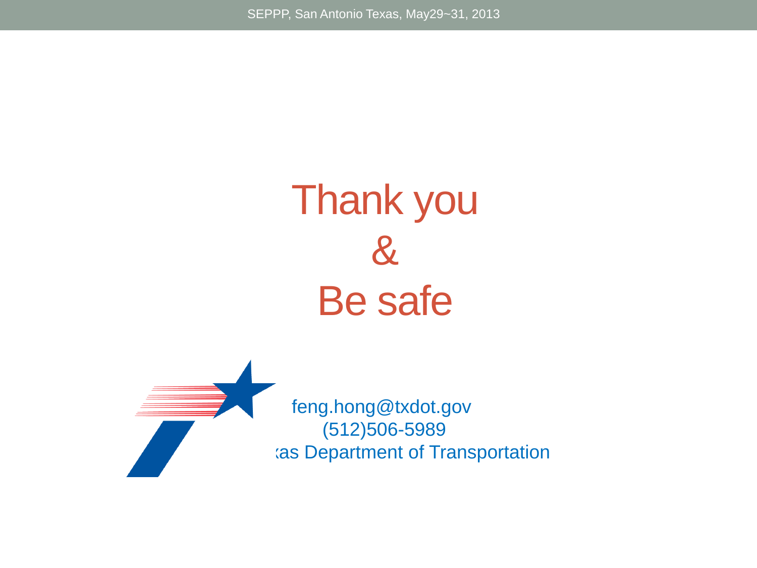# Thank you

# &

# Be safe

feng.hong@txdot.gov

(512)506-5989

xas Department of Transportation